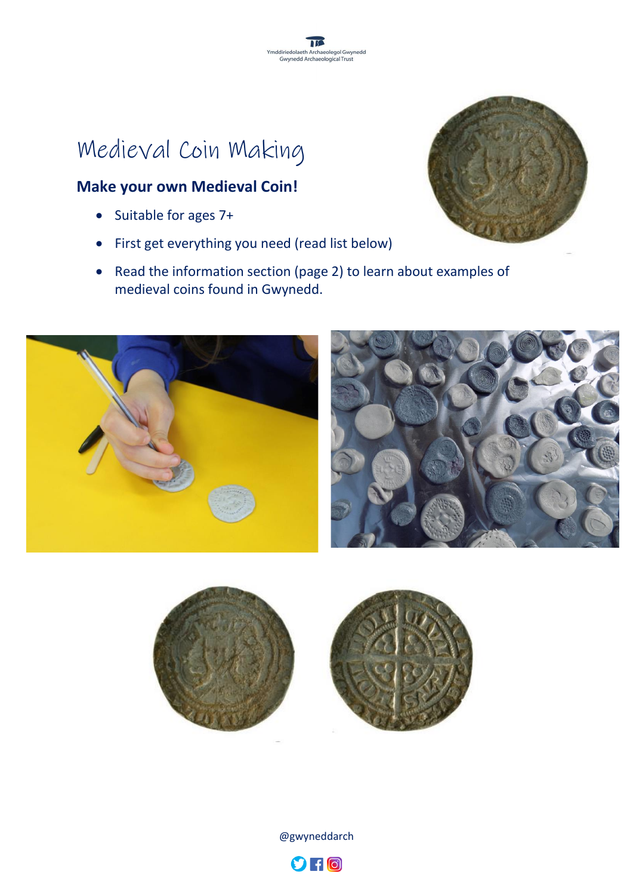Ymddiriedolaeth Archaeolegol Gwynedd
Gwynedd Archaeological Trust

# Medieval Coin Making

## Make your own Medieval Coin!

- Suitable for ages 7+
- First get everything you need (read list below)
- Read the information section (page 2) to learn about examples of medieval coins found in Gwynedd.

@gwyneddarch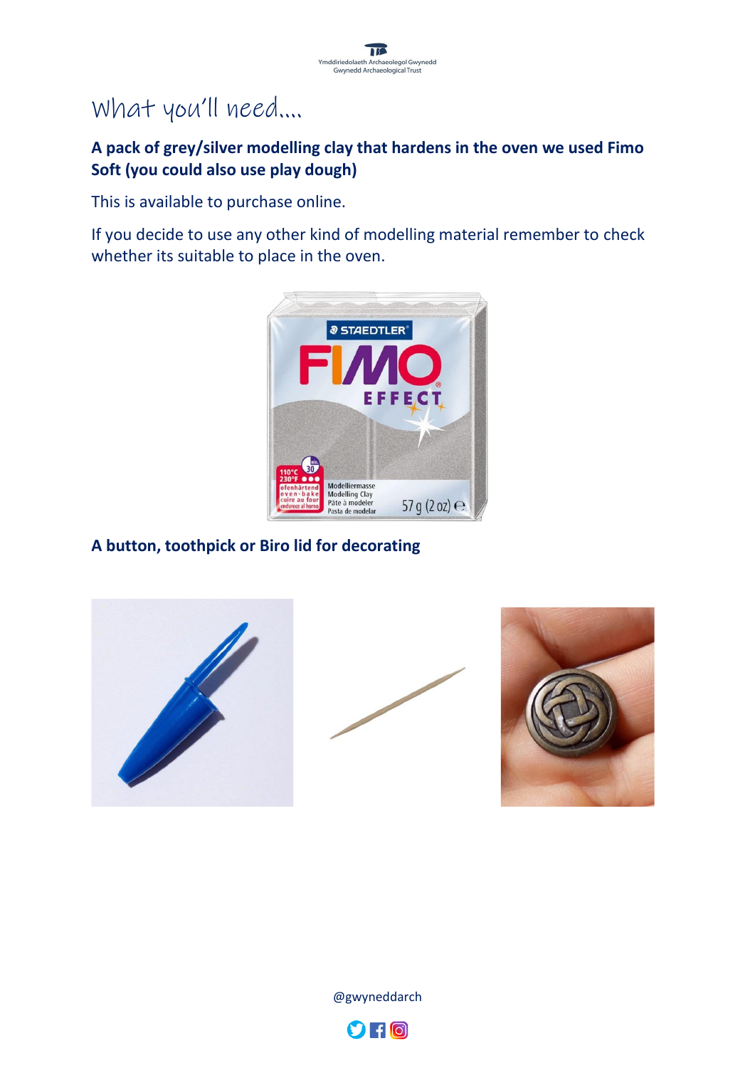# What you'll need....

**A pack of grey/silver modelling clay that hardens in the oven we used Fimo Soft (you could also use play dough)**

This is available to purchase online.

If you decide to use any other kind of modelling material remember to check whether its suitable to place in the oven.

**A button, toothpick or Biro lid for decorating**

@gwyneddarch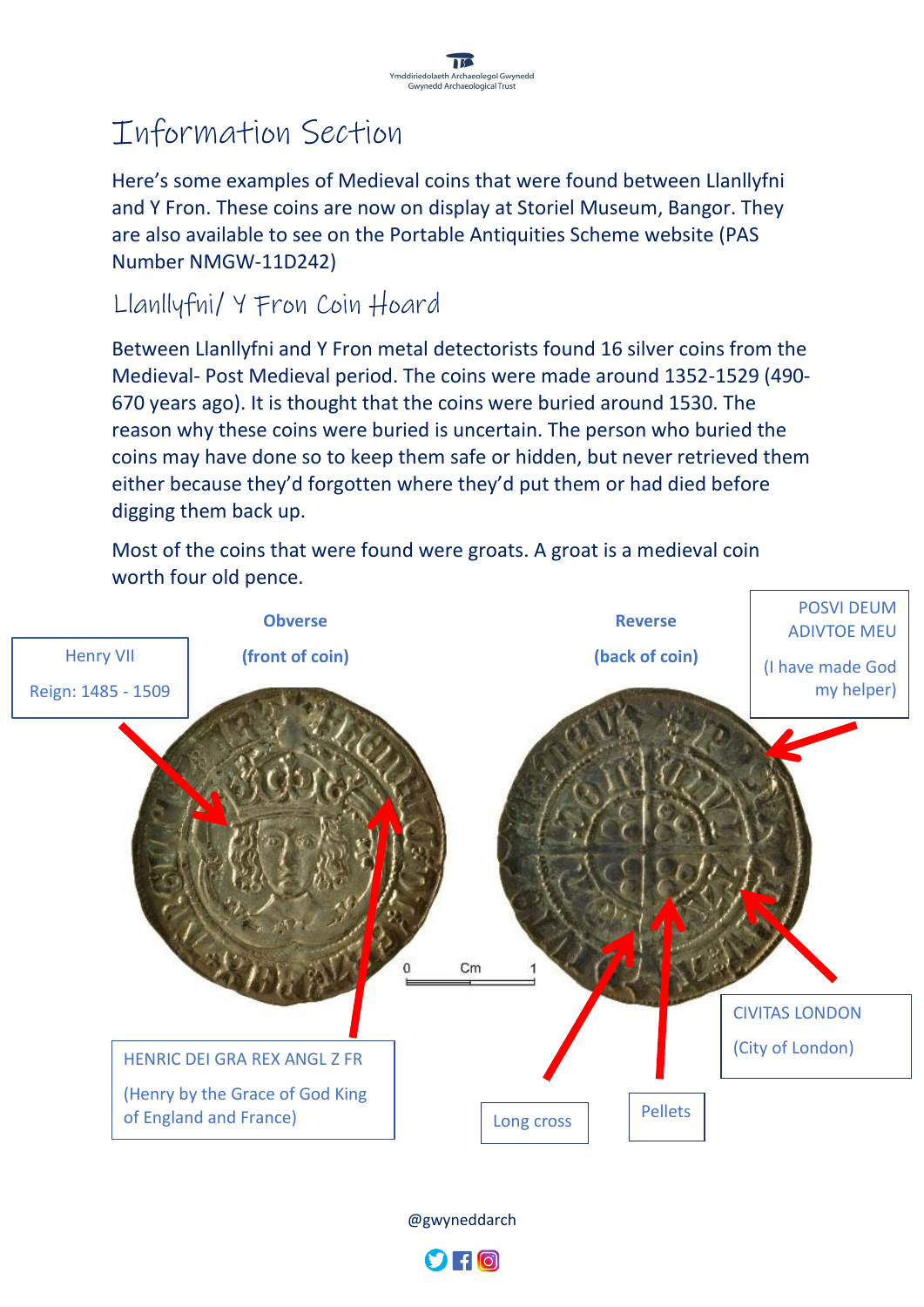# Information Section

Here's some examples of Medieval coins that were found between Llanllyfni and Y Fron. These coins are now on display at Storiel Museum, Bangor. They are also available to see on the Portable Antiquities Scheme website (PAS Number NMGW-11D242)

## Llanllyfni/ Y Fron Coin Hoard

Between Llanllyfni and Y Fron metal detectorists found 16 silver coins from the Medieval- Post Medieval period. The coins were made around 1352-1529 (490-670 years ago). It is thought that the coins were buried around 1530. The reason why these coins were buried is uncertain. The person who buried the coins may have done so to keep them safe or hidden, but never retrieved them either because they'd forgotten where they'd put them or had died before digging them back up.

Most of the coins that were found were groats. A groat is a medieval coin worth four old pence.

**Obverse**

**(front of coin)**

Henry VII

Reign: 1485 - 1509

HENRIC DEI GRA REX ANGL Z FR

(Henry by the Grace of God King of England and France)

**Reverse**

**(back of coin)**

POSVI DEUM ADIVTOE MEU

(I have made God my helper)

CIVITAS LONDON

(City of London)

Long cross

Pellets

0 Cm 1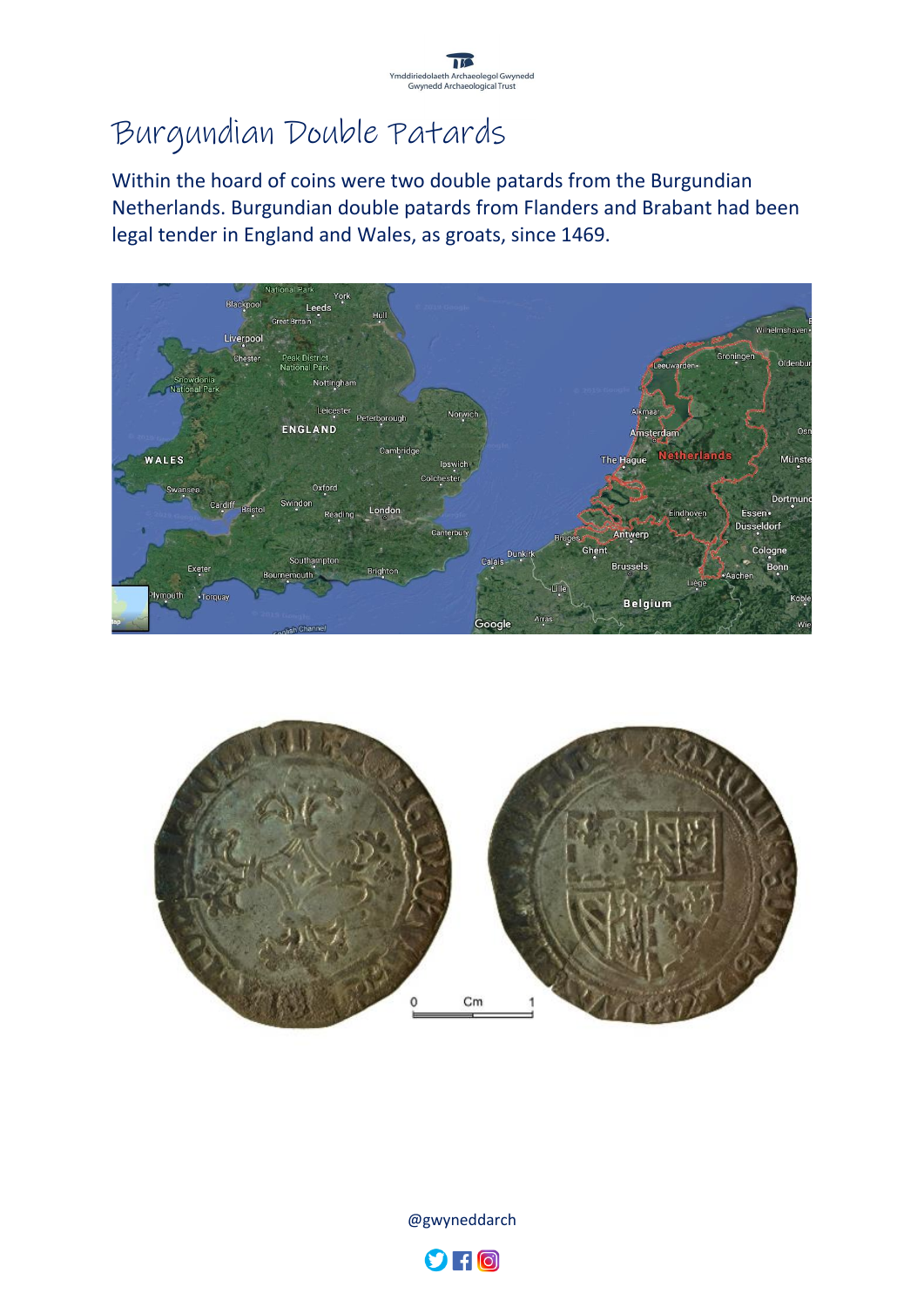# Burgundian Double Patards

Within the hoard of coins were two double patards from the Burgundian Netherlands. Burgundian double patards from Flanders and Brabant had been legal tender in England and Wales, as groats, since 1469.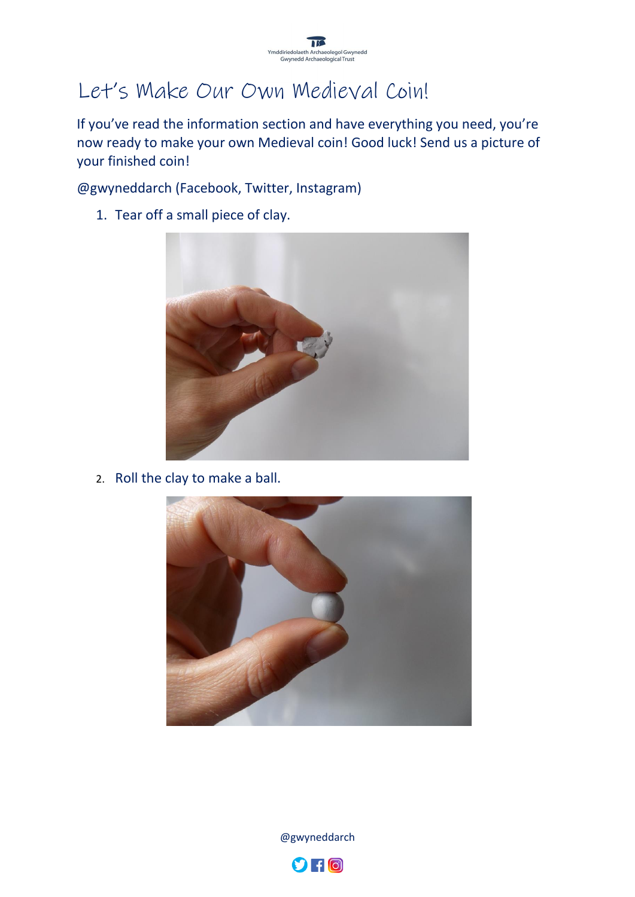# Let's Make Our Own Medieval Coin!

If you've read the information section and have everything you need, you're now ready to make your own Medieval coin! Good luck! Send us a picture of your finished coin!

@gwyneddarch (Facebook, Twitter, Instagram)

1. Tear off a small piece of clay.

2. Roll the clay to make a ball.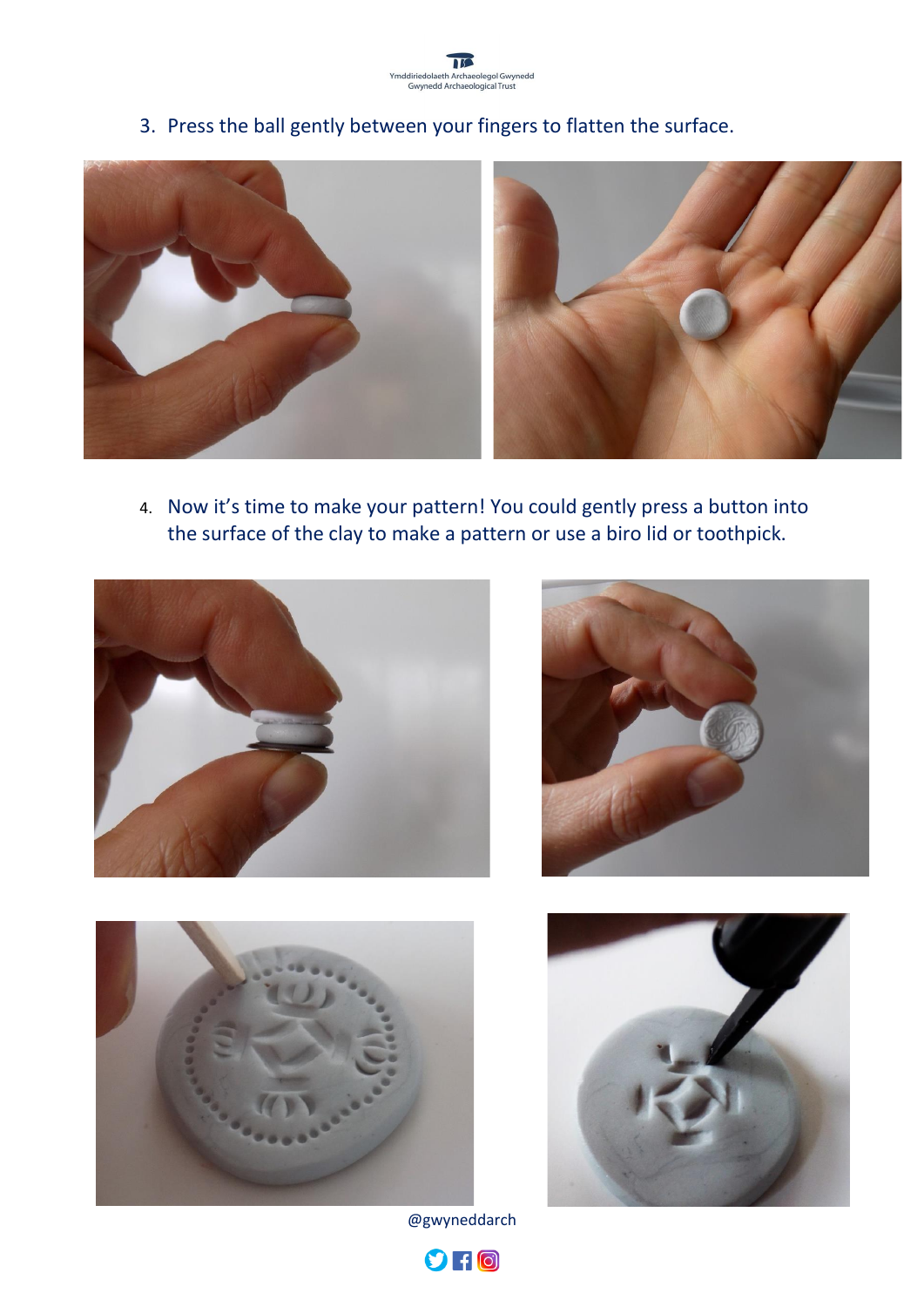3. Press the ball gently between your fingers to flatten the surface.

4. Now it's time to make your pattern! You could gently press a button into the surface of the clay to make a pattern or use a biro lid or toothpick.

@gwyneddarch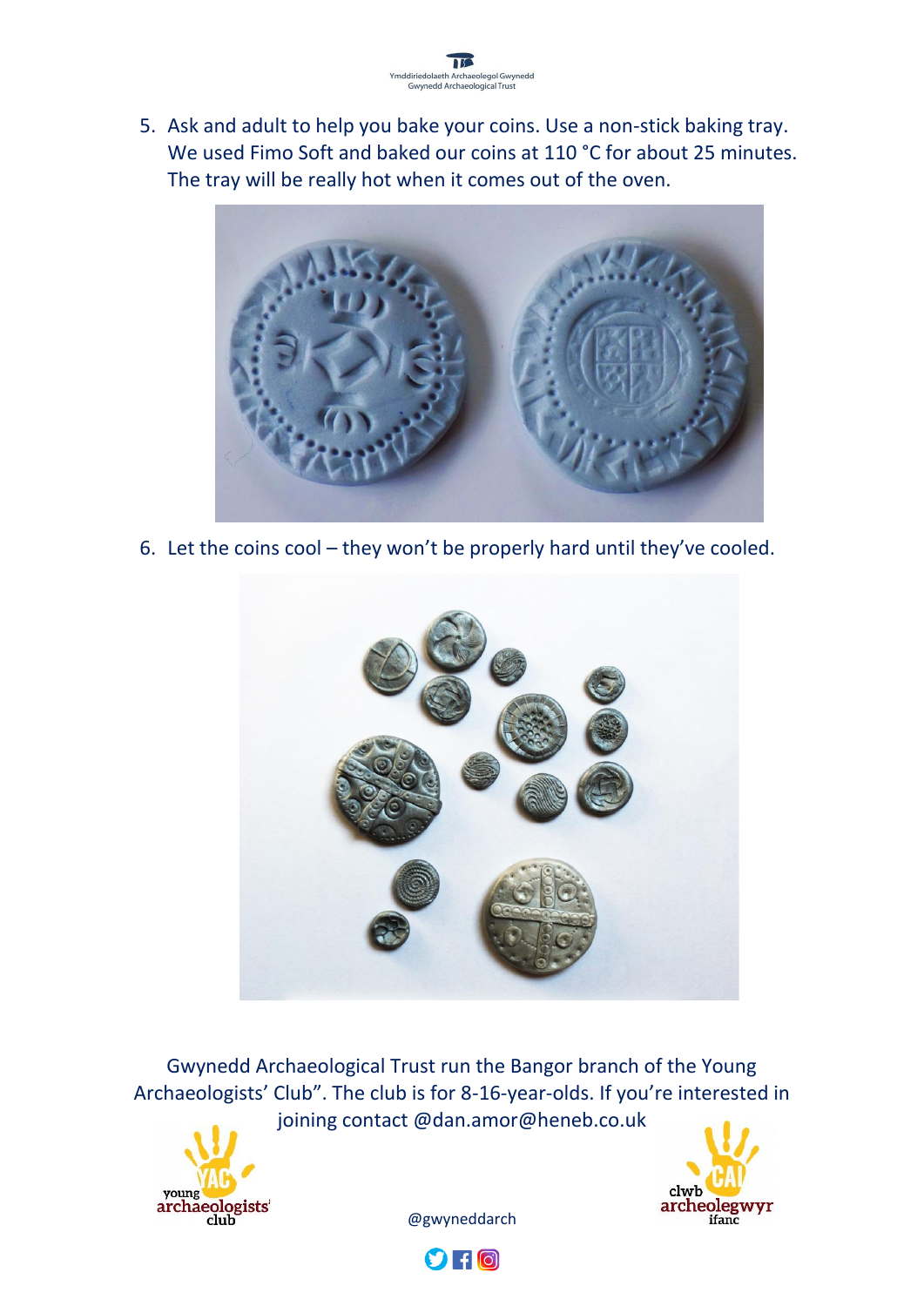5. Ask and adult to help you bake your coins. Use a non-stick baking tray. We used Fimo Soft and baked our coins at 110 °C for about 25 minutes. The tray will be really hot when it comes out of the oven.

6. Let the coins cool – they won't be properly hard until they've cooled.

Gwynedd Archaeological Trust run the Bangor branch of the Young Archaeologists' Club". The club is for 8-16-year-olds. If you're interested in joining contact @dan.amor@heneb.co.uk

@gwyneddarch